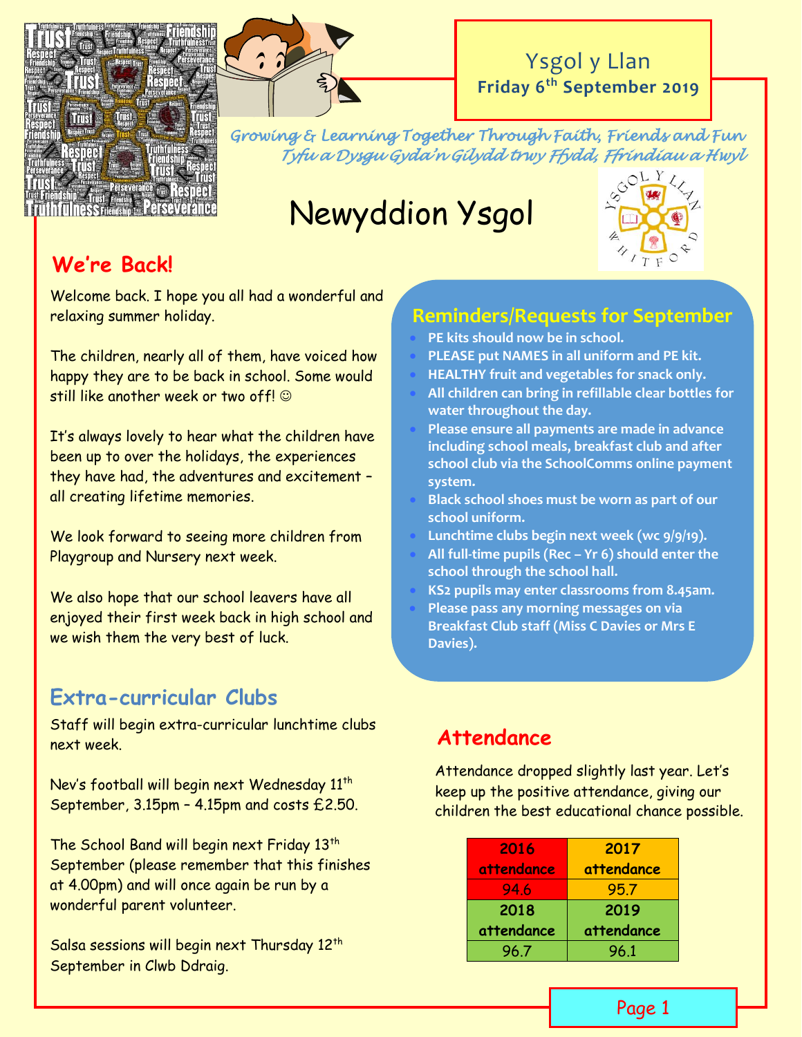# Ysgol y Llan
**Friday 6th September 2019**

*Growing & Learning Together Through Faith, Friends and Fun*
*Tyfu a Dysgu Gyda'n Gilydd trwy Ffydd, Ffrindiau a Hwyl*

# Newyddion Ysgol

## We're Back!

Welcome back. I hope you all had a wonderful and relaxing summer holiday.

The children, nearly all of them, have voiced how happy they are to be back in school. Some would still like another week or two off! ☺

It's always lovely to hear what the children have been up to over the holidays, the experiences they have had, the adventures and excitement – all creating lifetime memories.

We look forward to seeing more children from Playgroup and Nursery next week.

We also hope that our school leavers have all enjoyed their first week back in high school and we wish them the very best of luck.

## Extra-curricular Clubs

Staff will begin extra-curricular lunchtime clubs next week.

Nev's football will begin next Wednesday 11th September, 3.15pm – 4.15pm and costs £2.50.

The School Band will begin next Friday 13th September (please remember that this finishes at 4.00pm) and will once again be run by a wonderful parent volunteer.

Salsa sessions will begin next Thursday 12th September in Clwb Ddraig.

## Reminders/Requests for September

- **PE kits should now be in school.**
- **PLEASE put NAMES in all uniform and PE kit.**
- **HEALTHY fruit and vegetables for snack only.**
- **All children can bring in refillable clear bottles for water throughout the day.**
- **Please ensure all payments are made in advance including school meals, breakfast club and after school club via the SchoolComms online payment system.**
- **Black school shoes must be worn as part of our school uniform.**
- **Lunchtime clubs begin next week (wc 9/9/19).**
- **All full-time pupils (Rec – Yr 6) should enter the school through the school hall.**
- **KS2 pupils may enter classrooms from 8.45am.**
- **Please pass any morning messages on via Breakfast Club staff (Miss C Davies or Mrs E Davies).**

## Attendance

Attendance dropped slightly last year. Let's keep up the positive attendance, giving our children the best educational chance possible.

| 2016 attendance | 2017 attendance |
|---|---|
| 94.6 | 95.7 |
| **2018 attendance** | **2019 attendance** |
| 96.7 | 96.1 |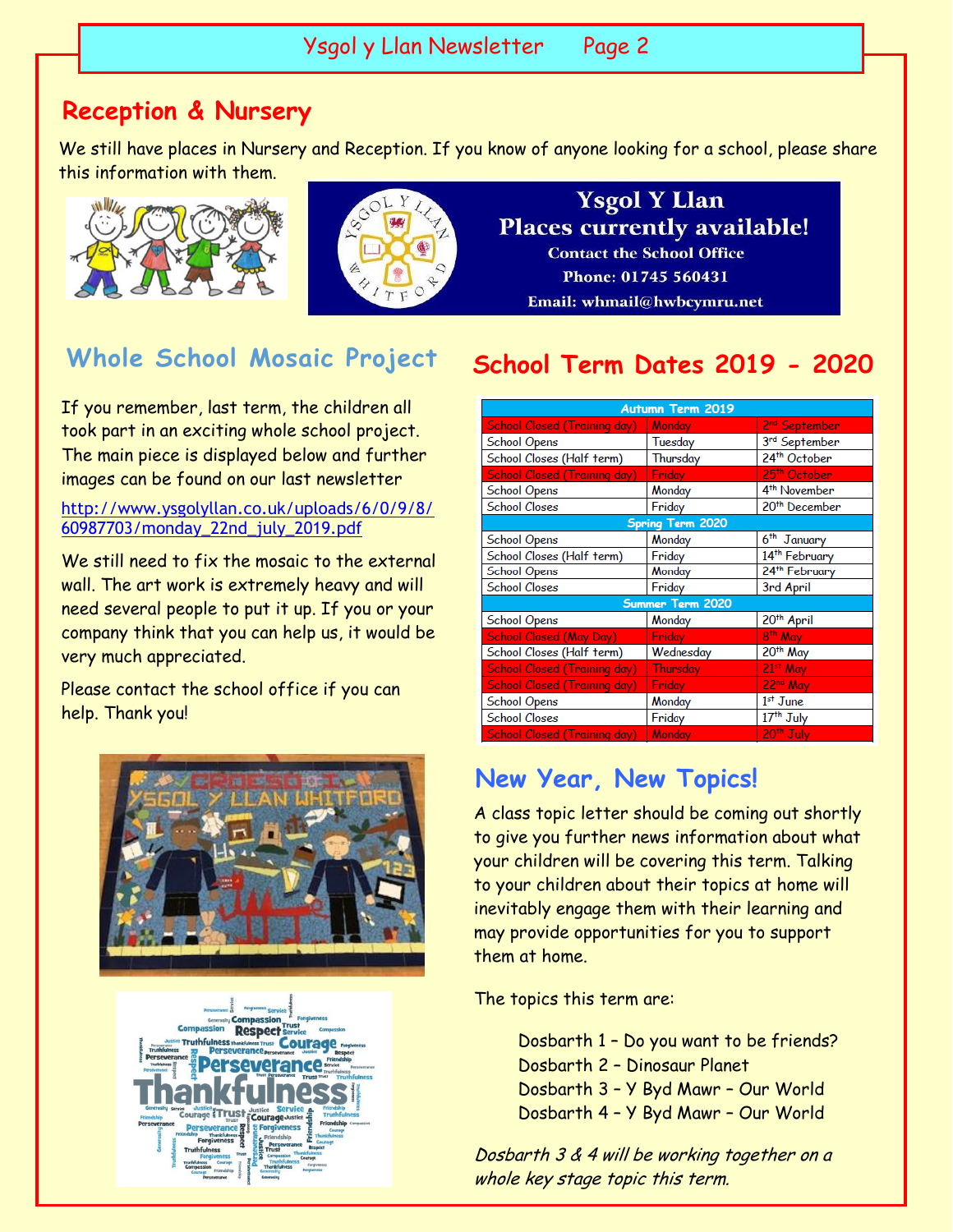## Reception & Nursery

We still have places in Nursery and Reception. If you know of anyone looking for a school, please share this information with them.

**Ysgol Y Llan**
**Places currently available!**
**Contact the School Office**
**Phone: 01745 560431**
**Email: whmail@hwbcymru.net**

## Whole School Mosaic Project

If you remember, last term, the children all took part in an exciting whole school project. The main piece is displayed below and further images can be found on our last newsletter

http://www.ysgolyllan.co.uk/uploads/6/0/9/8/60987703/monday_22nd_july_2019.pdf

We still need to fix the mosaic to the external wall. The art work is extremely heavy and will need several people to put it up. If you or your company think that you can help us, it would be very much appreciated.

Please contact the school office if you can help. Thank you!

## School Term Dates 2019 - 2020

| Autumn Term 2019 | | |
|---|---|---|
| School Closed (Training day) | Monday | 2nd September |
| School Opens | Tuesday | 3rd September |
| School Closes (Half term) | Thursday | 24th October |
| School Closed (Training day) | Friday | 25th October |
| School Opens | Monday | 4th November |
| School Closes | Friday | 20th December |
| **Spring Term 2020** | | |
| School Opens | Monday | 6th January |
| School Closes (Half term) | Friday | 14th February |
| School Opens | Monday | 24th February |
| School Closes | Friday | 3rd April |
| **Summer Term 2020** | | |
| School Opens | Monday | 20th April |
| School Closed (May Day) | Friday | 8th May |
| School Closes (Half term) | Wednesday | 20th May |
| School Closed (Training day) | Thursday | 21st May |
| School Closed (Training day) | Friday | 22nd May |
| School Opens | Monday | 1st June |
| School Closes | Friday | 17th July |
| School Closed (Training day) | Monday | 20th July |

## New Year, New Topics!

A class topic letter should be coming out shortly to give you further news information about what your children will be covering this term. Talking to your children about their topics at home will inevitably engage them with their learning and may provide opportunities for you to support them at home.

The topics this term are:

Dosbarth 1 – Do you want to be friends?
Dosbarth 2 – Dinosaur Planet
Dosbarth 3 – Y Byd Mawr – Our World
Dosbarth 4 – Y Byd Mawr – Our World

*Dosbarth 3 & 4 will be working together on a whole key stage topic this term.*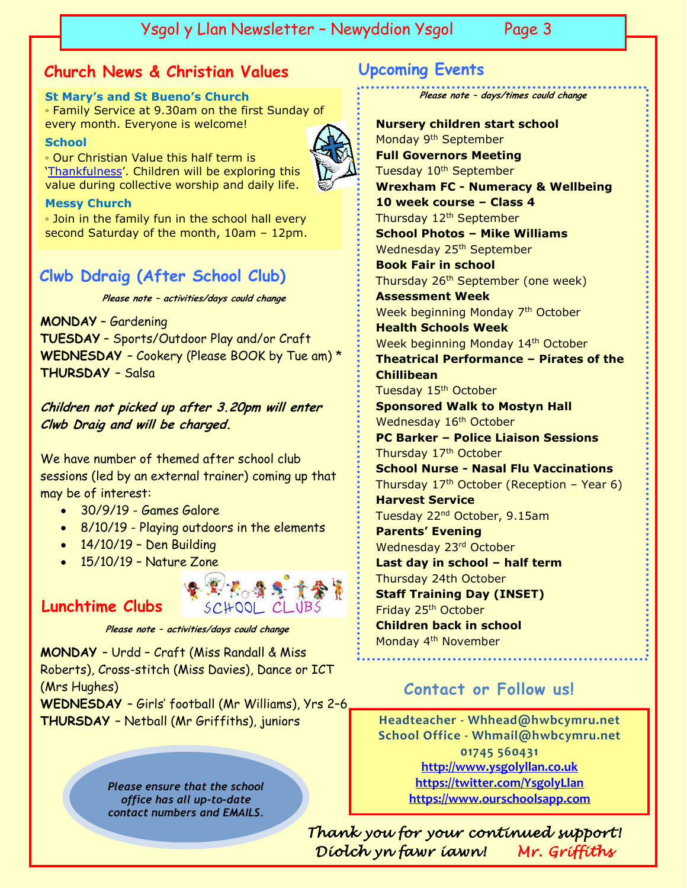## Church News & Christian Values

### St Mary's and St Bueno's Church

◦ Family Service at 9.30am on the first Sunday of every month. Everyone is welcome!

### School

◦ Our Christian Value this half term is 'Thankfulness'. Children will be exploring this value during collective worship and daily life.

### Messy Church

◦ Join in the family fun in the school hall every second Saturday of the month, 10am – 12pm.

## Clwb Ddraig (After School Club)

*Please note – activities/days could change*

**MONDAY** – Gardening
**TUESDAY** – Sports/Outdoor Play and/or Craft
**WEDNESDAY** – Cookery (Please BOOK by Tue am) *
**THURSDAY** – Salsa

***Children not picked up after 3.20pm will enter Clwb Draig and will be charged.***

We have number of themed after school club sessions (led by an external trainer) coming up that may be of interest:

- 30/9/19 - Games Galore
- 8/10/19 - Playing outdoors in the elements
- 14/10/19 – Den Building
- 15/10/19 – Nature Zone

## Lunchtime Clubs

*Please note – activities/days could change*

**MONDAY** – Urdd – Craft (Miss Randall & Miss Roberts), Cross-stitch (Miss Davies), Dance or ICT (Mrs Hughes)
**WEDNESDAY** – Girls' football (Mr Williams), Yrs 2-6
**THURSDAY** – Netball (Mr Griffiths), juniors

*Please ensure that the school office has all up-to-date contact numbers and EMAILS.*

## Upcoming Events

*Please note – days/times could change*

**Nursery children start school**
Monday 9th September
**Full Governors Meeting**
Tuesday 10th September
**Wrexham FC - Numeracy & Wellbeing 10 week course – Class 4**
Thursday 12th September
**School Photos – Mike Williams**
Wednesday 25th September
**Book Fair in school**
Thursday 26th September (one week)
**Assessment Week**
Week beginning Monday 7th October
**Health Schools Week**
Week beginning Monday 14th October
**Theatrical Performance – Pirates of the Chillibean**
Tuesday 15th October
**Sponsored Walk to Mostyn Hall**
Wednesday 16th October
**PC Barker – Police Liaison Sessions**
Thursday 17th October
**School Nurse - Nasal Flu Vaccinations**
Thursday 17th October (Reception – Year 6)
**Harvest Service**
Tuesday 22nd October, 9.15am
**Parents' Evening**
Wednesday 23rd October
**Last day in school – half term**
Thursday 24th October
**Staff Training Day (INSET)**
Friday 25th October
**Children back in school**
Monday 4th November

## Contact or Follow us!

Headteacher - Whhead@hwbcymru.net
School Office - Whmail@hwbcymru.net
01745 560431
http://www.ysgolyllan.co.uk
https://twitter.com/YsgolyLlan
https://www.ourschoolsapp.com

*Thank you for your continued support!*
*Diolch yn fawr iawn!* *Mr. Griffiths*